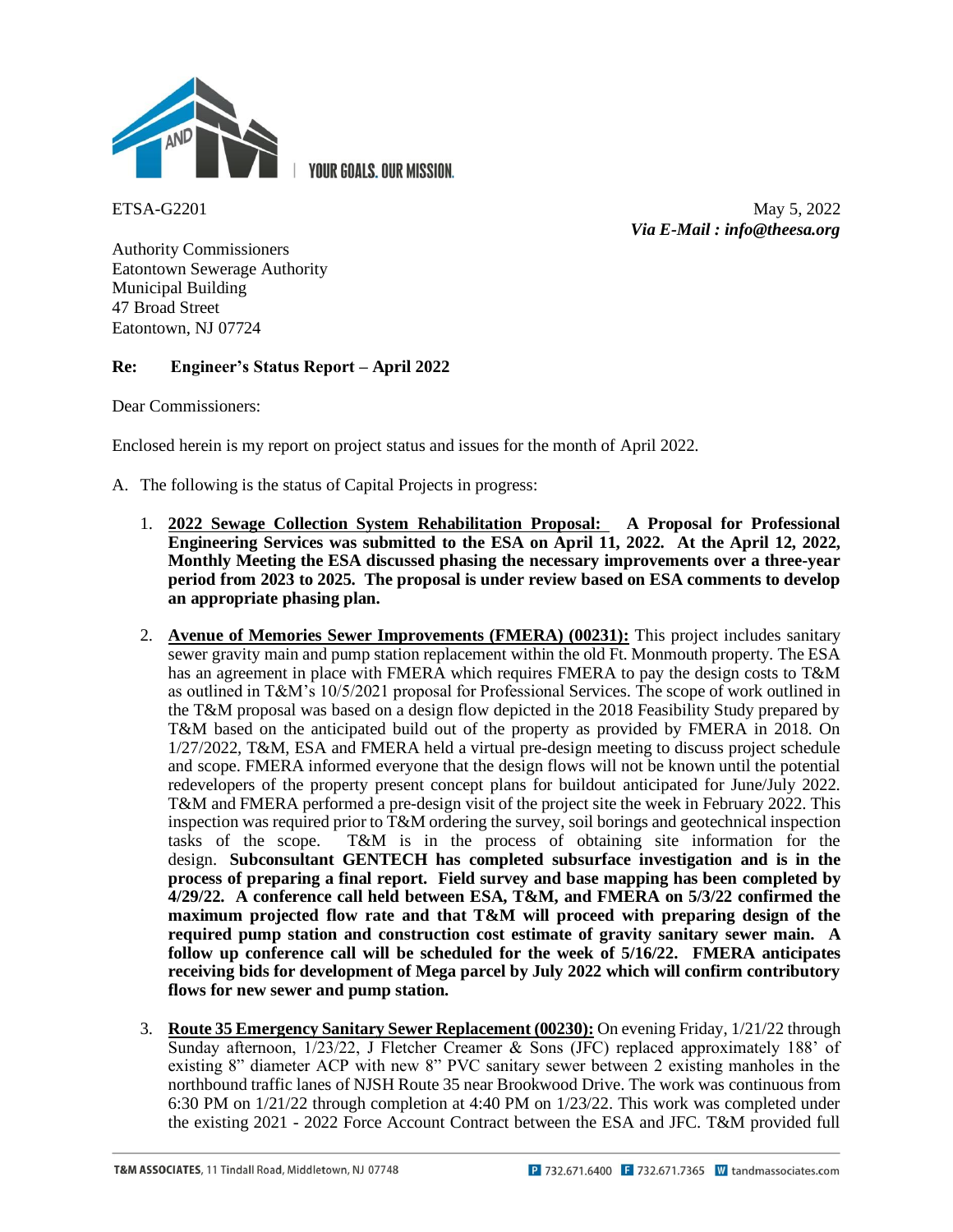YOUR GOALS. OUR MISSION.

ETSA-G2201

May 5, 2022
***Via E-Mail : info@theesa.org***

Authority Commissioners
Eatontown Sewerage Authority
Municipal Building
47 Broad Street
Eatontown, NJ 07724

**Re: Engineer's Status Report – April 2022**

Dear Commissioners:

Enclosed herein is my report on project status and issues for the month of April 2022.

A. The following is the status of Capital Projects in progress:

1. **<u>2022 Sewage Collection System Rehabilitation Proposal:</u> A Proposal for Professional Engineering Services was submitted to the ESA on April 11, 2022. At the April 12, 2022, Monthly Meeting the ESA discussed phasing the necessary improvements over a three-year period from 2023 to 2025. The proposal is under review based on ESA comments to develop an appropriate phasing plan.**

2. **<u>Avenue of Memories Sewer Improvements (FMERA) (00231):</u>** This project includes sanitary sewer gravity main and pump station replacement within the old Ft. Monmouth property. The ESA has an agreement in place with FMERA which requires FMERA to pay the design costs to T&M as outlined in T&M's 10/5/2021 proposal for Professional Services. The scope of work outlined in the T&M proposal was based on a design flow depicted in the 2018 Feasibility Study prepared by T&M based on the anticipated build out of the property as provided by FMERA in 2018. On 1/27/2022, T&M, ESA and FMERA held a virtual pre-design meeting to discuss project schedule and scope. FMERA informed everyone that the design flows will not be known until the potential redevelopers of the property present concept plans for buildout anticipated for June/July 2022. T&M and FMERA performed a pre-design visit of the project site the week in February 2022. This inspection was required prior to T&M ordering the survey, soil borings and geotechnical inspection tasks of the scope. T&M is in the process of obtaining site information for the design. **Subconsultant GENTECH has completed subsurface investigation and is in the process of preparing a final report. Field survey and base mapping has been completed by 4/29/22. A conference call held between ESA, T&M, and FMERA on 5/3/22 confirmed the maximum projected flow rate and that T&M will proceed with preparing design of the required pump station and construction cost estimate of gravity sanitary sewer main. A follow up conference call will be scheduled for the week of 5/16/22. FMERA anticipates receiving bids for development of Mega parcel by July 2022 which will confirm contributory flows for new sewer and pump station.**

3. **<u>Route 35 Emergency Sanitary Sewer Replacement (00230):</u>** On evening Friday, 1/21/22 through Sunday afternoon, 1/23/22, J Fletcher Creamer & Sons (JFC) replaced approximately 188' of existing 8" diameter ACP with new 8" PVC sanitary sewer between 2 existing manholes in the northbound traffic lanes of NJSH Route 35 near Brookwood Drive. The work was continuous from 6:30 PM on 1/21/22 through completion at 4:40 PM on 1/23/22. This work was completed under the existing 2021 - 2022 Force Account Contract between the ESA and JFC. T&M provided full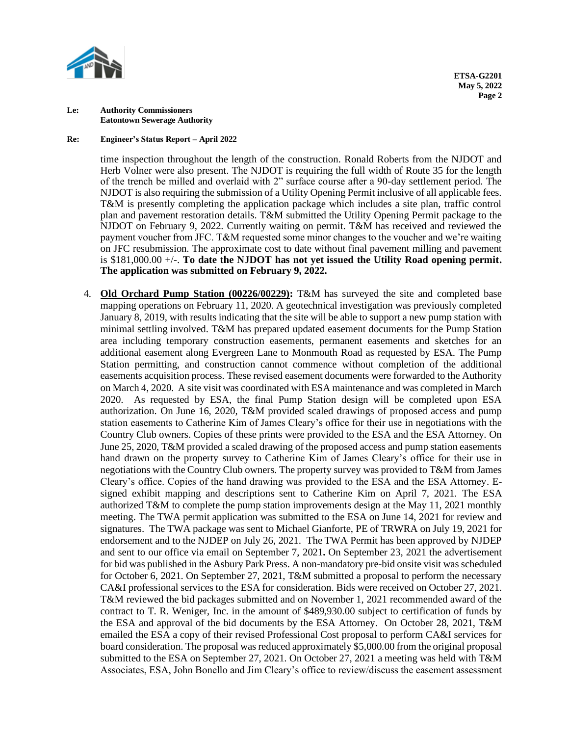time inspection throughout the length of the construction. Ronald Roberts from the NJDOT and Herb Volner were also present. The NJDOT is requiring the full width of Route 35 for the length of the trench be milled and overlaid with 2" surface course after a 90-day settlement period. The NJDOT is also requiring the submission of a Utility Opening Permit inclusive of all applicable fees. T&M is presently completing the application package which includes a site plan, traffic control plan and pavement restoration details. T&M submitted the Utility Opening Permit package to the NJDOT on February 9, 2022. Currently waiting on permit. T&M has received and reviewed the payment voucher from JFC. T&M requested some minor changes to the voucher and we're waiting on JFC resubmission. The approximate cost to date without final pavement milling and pavement is $181,000.00 +/-. **To date the NJDOT has not yet issued the Utility Road opening permit. The application was submitted on February 9, 2022.**

4. **Old Orchard Pump Station (00226/00229):** T&M has surveyed the site and completed base mapping operations on February 11, 2020. A geotechnical investigation was previously completed January 8, 2019, with results indicating that the site will be able to support a new pump station with minimal settling involved. T&M has prepared updated easement documents for the Pump Station area including temporary construction easements, permanent easements and sketches for an additional easement along Evergreen Lane to Monmouth Road as requested by ESA. The Pump Station permitting, and construction cannot commence without completion of the additional easements acquisition process. These revised easement documents were forwarded to the Authority on March 4, 2020. A site visit was coordinated with ESA maintenance and was completed in March 2020. As requested by ESA, the final Pump Station design will be completed upon ESA authorization. On June 16, 2020, T&M provided scaled drawings of proposed access and pump station easements to Catherine Kim of James Cleary's office for their use in negotiations with the Country Club owners. Copies of these prints were provided to the ESA and the ESA Attorney. On June 25, 2020, T&M provided a scaled drawing of the proposed access and pump station easements hand drawn on the property survey to Catherine Kim of James Cleary's office for their use in negotiations with the Country Club owners. The property survey was provided to T&M from James Cleary's office. Copies of the hand drawing was provided to the ESA and the ESA Attorney. E-signed exhibit mapping and descriptions sent to Catherine Kim on April 7, 2021. The ESA authorized T&M to complete the pump station improvements design at the May 11, 2021 monthly meeting. The TWA permit application was submitted to the ESA on June 14, 2021 for review and signatures. The TWA package was sent to Michael Gianforte, PE of TRWRA on July 19, 2021 for endorsement and to the NJDEP on July 26, 2021. The TWA Permit has been approved by NJDEP and sent to our office via email on September 7, 2021. On September 23, 2021 the advertisement for bid was published in the Asbury Park Press. A non-mandatory pre-bid onsite visit was scheduled for October 6, 2021. On September 27, 2021, T&M submitted a proposal to perform the necessary CA&I professional services to the ESA for consideration. Bids were received on October 27, 2021. T&M reviewed the bid packages submitted and on November 1, 2021 recommended award of the contract to T. R. Weniger, Inc. in the amount of $489,930.00 subject to certification of funds by the ESA and approval of the bid documents by the ESA Attorney. On October 28, 2021, T&M emailed the ESA a copy of their revised Professional Cost proposal to perform CA&I services for board consideration. The proposal was reduced approximately $5,000.00 from the original proposal submitted to the ESA on September 27, 2021. On October 27, 2021 a meeting was held with T&M Associates, ESA, John Bonello and Jim Cleary's office to review/discuss the easement assessment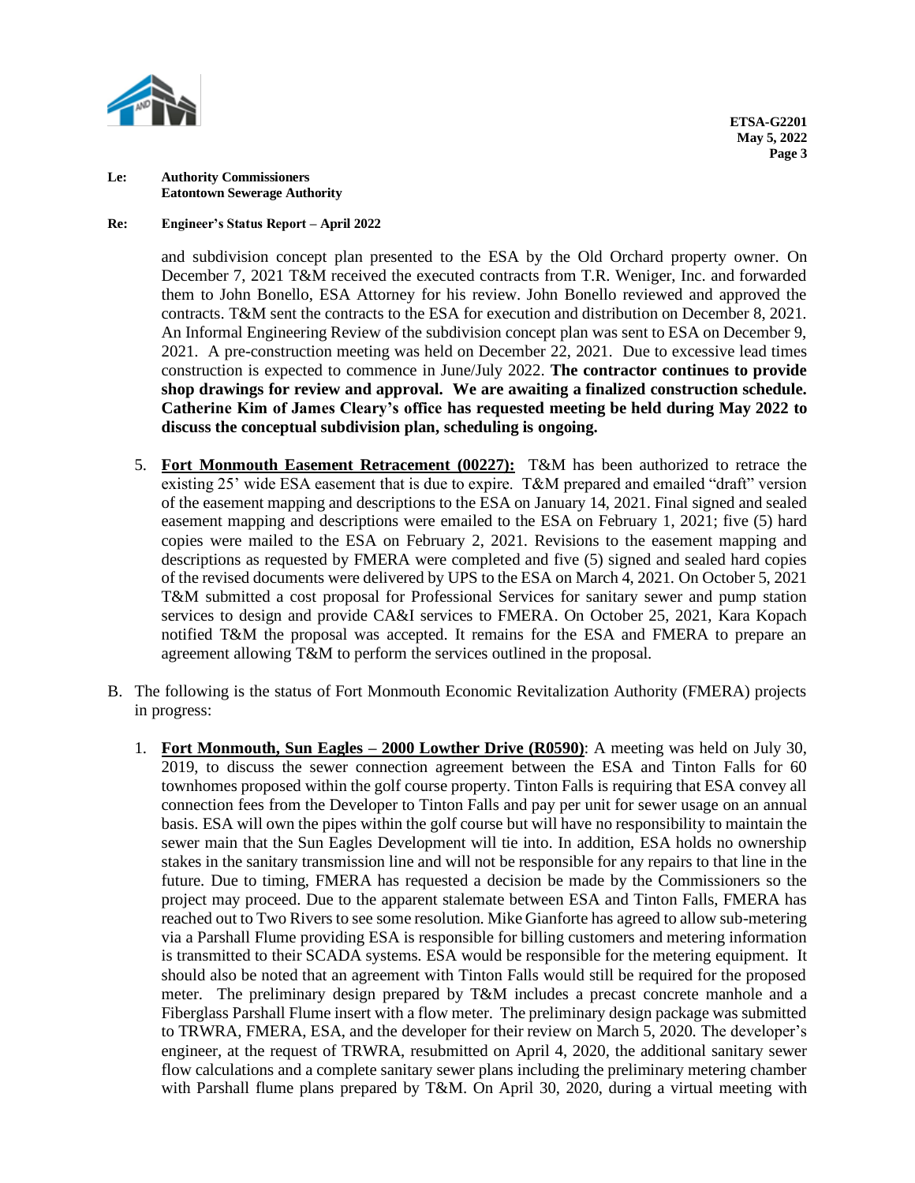**Le: Authority Commissioners**
**Eatontown Sewerage Authority**

**Re: Engineer's Status Report – April 2022**

and subdivision concept plan presented to the ESA by the Old Orchard property owner. On December 7, 2021 T&M received the executed contracts from T.R. Weniger, Inc. and forwarded them to John Bonello, ESA Attorney for his review. John Bonello reviewed and approved the contracts. T&M sent the contracts to the ESA for execution and distribution on December 8, 2021. An Informal Engineering Review of the subdivision concept plan was sent to ESA on December 9, 2021. A pre-construction meeting was held on December 22, 2021. Due to excessive lead times construction is expected to commence in June/July 2022. **The contractor continues to provide shop drawings for review and approval. We are awaiting a finalized construction schedule. Catherine Kim of James Cleary's office has requested meeting be held during May 2022 to discuss the conceptual subdivision plan, scheduling is ongoing.**

5. **Fort Monmouth Easement Retracement (00227):** T&M has been authorized to retrace the existing 25' wide ESA easement that is due to expire. T&M prepared and emailed "draft" version of the easement mapping and descriptions to the ESA on January 14, 2021. Final signed and sealed easement mapping and descriptions were emailed to the ESA on February 1, 2021; five (5) hard copies were mailed to the ESA on February 2, 2021. Revisions to the easement mapping and descriptions as requested by FMERA were completed and five (5) signed and sealed hard copies of the revised documents were delivered by UPS to the ESA on March 4, 2021. On October 5, 2021 T&M submitted a cost proposal for Professional Services for sanitary sewer and pump station services to design and provide CA&I services to FMERA. On October 25, 2021, Kara Kopach notified T&M the proposal was accepted. It remains for the ESA and FMERA to prepare an agreement allowing T&M to perform the services outlined in the proposal.

B. The following is the status of Fort Monmouth Economic Revitalization Authority (FMERA) projects in progress:

1. **Fort Monmouth, Sun Eagles – 2000 Lowther Drive (R0590)**: A meeting was held on July 30, 2019, to discuss the sewer connection agreement between the ESA and Tinton Falls for 60 townhomes proposed within the golf course property. Tinton Falls is requiring that ESA convey all connection fees from the Developer to Tinton Falls and pay per unit for sewer usage on an annual basis. ESA will own the pipes within the golf course but will have no responsibility to maintain the sewer main that the Sun Eagles Development will tie into. In addition, ESA holds no ownership stakes in the sanitary transmission line and will not be responsible for any repairs to that line in the future. Due to timing, FMERA has requested a decision be made by the Commissioners so the project may proceed. Due to the apparent stalemate between ESA and Tinton Falls, FMERA has reached out to Two Rivers to see some resolution. Mike Gianforte has agreed to allow sub-metering via a Parshall Flume providing ESA is responsible for billing customers and metering information is transmitted to their SCADA systems. ESA would be responsible for the metering equipment. It should also be noted that an agreement with Tinton Falls would still be required for the proposed meter. The preliminary design prepared by T&M includes a precast concrete manhole and a Fiberglass Parshall Flume insert with a flow meter. The preliminary design package was submitted to TRWRA, FMERA, ESA, and the developer for their review on March 5, 2020. The developer's engineer, at the request of TRWRA, resubmitted on April 4, 2020, the additional sanitary sewer flow calculations and a complete sanitary sewer plans including the preliminary metering chamber with Parshall flume plans prepared by T&M. On April 30, 2020, during a virtual meeting with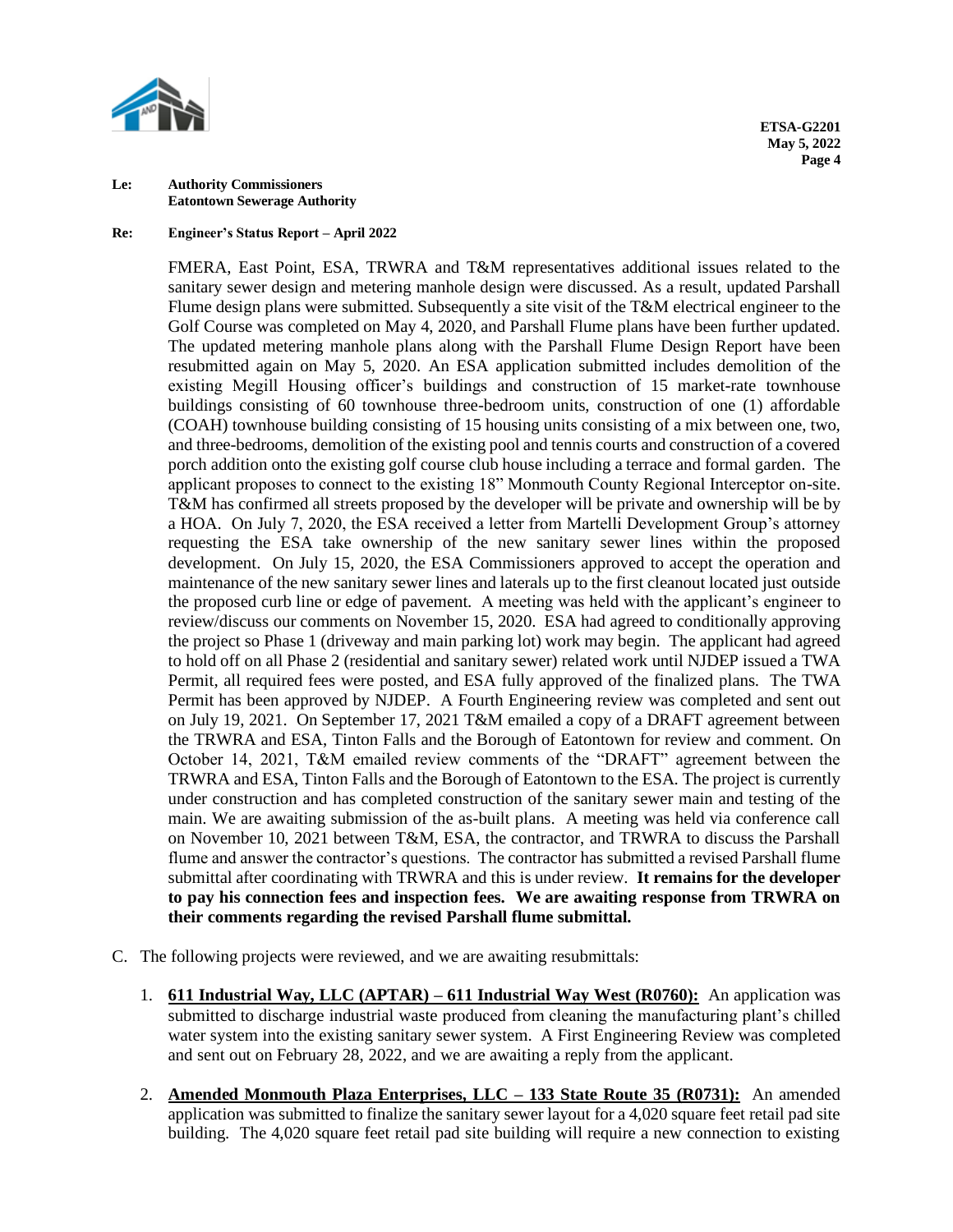**Le: Authority Commissioners**
**Eatontown Sewerage Authority**

**Re: Engineer's Status Report – April 2022**

FMERA, East Point, ESA, TRWRA and T&M representatives additional issues related to the sanitary sewer design and metering manhole design were discussed. As a result, updated Parshall Flume design plans were submitted. Subsequently a site visit of the T&M electrical engineer to the Golf Course was completed on May 4, 2020, and Parshall Flume plans have been further updated. The updated metering manhole plans along with the Parshall Flume Design Report have been resubmitted again on May 5, 2020. An ESA application submitted includes demolition of the existing Megill Housing officer's buildings and construction of 15 market-rate townhouse buildings consisting of 60 townhouse three-bedroom units, construction of one (1) affordable (COAH) townhouse building consisting of 15 housing units consisting of a mix between one, two, and three-bedrooms, demolition of the existing pool and tennis courts and construction of a covered porch addition onto the existing golf course club house including a terrace and formal garden. The applicant proposes to connect to the existing 18" Monmouth County Regional Interceptor on-site. T&M has confirmed all streets proposed by the developer will be private and ownership will be by a HOA. On July 7, 2020, the ESA received a letter from Martelli Development Group's attorney requesting the ESA take ownership of the new sanitary sewer lines within the proposed development. On July 15, 2020, the ESA Commissioners approved to accept the operation and maintenance of the new sanitary sewer lines and laterals up to the first cleanout located just outside the proposed curb line or edge of pavement. A meeting was held with the applicant's engineer to review/discuss our comments on November 15, 2020. ESA had agreed to conditionally approving the project so Phase 1 (driveway and main parking lot) work may begin. The applicant had agreed to hold off on all Phase 2 (residential and sanitary sewer) related work until NJDEP issued a TWA Permit, all required fees were posted, and ESA fully approved of the finalized plans. The TWA Permit has been approved by NJDEP. A Fourth Engineering review was completed and sent out on July 19, 2021. On September 17, 2021 T&M emailed a copy of a DRAFT agreement between the TRWRA and ESA, Tinton Falls and the Borough of Eatontown for review and comment. On October 14, 2021, T&M emailed review comments of the "DRAFT" agreement between the TRWRA and ESA, Tinton Falls and the Borough of Eatontown to the ESA. The project is currently under construction and has completed construction of the sanitary sewer main and testing of the main. We are awaiting submission of the as-built plans. A meeting was held via conference call on November 10, 2021 between T&M, ESA, the contractor, and TRWRA to discuss the Parshall flume and answer the contractor's questions. The contractor has submitted a revised Parshall flume submittal after coordinating with TRWRA and this is under review. **It remains for the developer to pay his connection fees and inspection fees. We are awaiting response from TRWRA on their comments regarding the revised Parshall flume submittal.**

C. The following projects were reviewed, and we are awaiting resubmittals:

1. **611 Industrial Way, LLC (APTAR) – 611 Industrial Way West (R0760):** An application was submitted to discharge industrial waste produced from cleaning the manufacturing plant's chilled water system into the existing sanitary sewer system. A First Engineering Review was completed and sent out on February 28, 2022, and we are awaiting a reply from the applicant.

2. **Amended Monmouth Plaza Enterprises, LLC – 133 State Route 35 (R0731):** An amended application was submitted to finalize the sanitary sewer layout for a 4,020 square feet retail pad site building. The 4,020 square feet retail pad site building will require a new connection to existing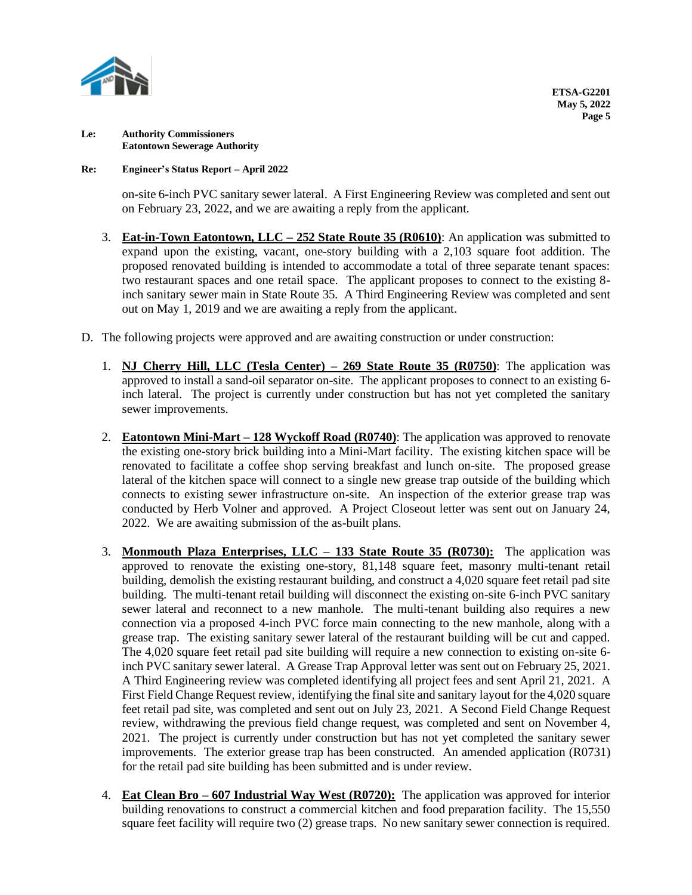on-site 6-inch PVC sanitary sewer lateral. A First Engineering Review was completed and sent out on February 23, 2022, and we are awaiting a reply from the applicant.

3. **Eat-in-Town Eatontown, LLC – 252 State Route 35 (R0610)**: An application was submitted to expand upon the existing, vacant, one-story building with a 2,103 square foot addition. The proposed renovated building is intended to accommodate a total of three separate tenant spaces: two restaurant spaces and one retail space. The applicant proposes to connect to the existing 8-inch sanitary sewer main in State Route 35. A Third Engineering Review was completed and sent out on May 1, 2019 and we are awaiting a reply from the applicant.

D. The following projects were approved and are awaiting construction or under construction:

1. **NJ Cherry Hill, LLC (Tesla Center) – 269 State Route 35 (R0750)**: The application was approved to install a sand-oil separator on-site. The applicant proposes to connect to an existing 6-inch lateral. The project is currently under construction but has not yet completed the sanitary sewer improvements.

2. **Eatontown Mini-Mart – 128 Wyckoff Road (R0740)**: The application was approved to renovate the existing one-story brick building into a Mini-Mart facility. The existing kitchen space will be renovated to facilitate a coffee shop serving breakfast and lunch on-site. The proposed grease lateral of the kitchen space will connect to a single new grease trap outside of the building which connects to existing sewer infrastructure on-site. An inspection of the exterior grease trap was conducted by Herb Volner and approved. A Project Closeout letter was sent out on January 24, 2022. We are awaiting submission of the as-built plans.

3. **Monmouth Plaza Enterprises, LLC – 133 State Route 35 (R0730):** The application was approved to renovate the existing one-story, 81,148 square feet, masonry multi-tenant retail building, demolish the existing restaurant building, and construct a 4,020 square feet retail pad site building. The multi-tenant retail building will disconnect the existing on-site 6-inch PVC sanitary sewer lateral and reconnect to a new manhole. The multi-tenant building also requires a new connection via a proposed 4-inch PVC force main connecting to the new manhole, along with a grease trap. The existing sanitary sewer lateral of the restaurant building will be cut and capped. The 4,020 square feet retail pad site building will require a new connection to existing on-site 6-inch PVC sanitary sewer lateral. A Grease Trap Approval letter was sent out on February 25, 2021. A Third Engineering review was completed identifying all project fees and sent April 21, 2021. A First Field Change Request review, identifying the final site and sanitary layout for the 4,020 square feet retail pad site, was completed and sent out on July 23, 2021. A Second Field Change Request review, withdrawing the previous field change request, was completed and sent on November 4, 2021. The project is currently under construction but has not yet completed the sanitary sewer improvements. The exterior grease trap has been constructed. An amended application (R0731) for the retail pad site building has been submitted and is under review.

4. **Eat Clean Bro – 607 Industrial Way West (R0720):** The application was approved for interior building renovations to construct a commercial kitchen and food preparation facility. The 15,550 square feet facility will require two (2) grease traps. No new sanitary sewer connection is required.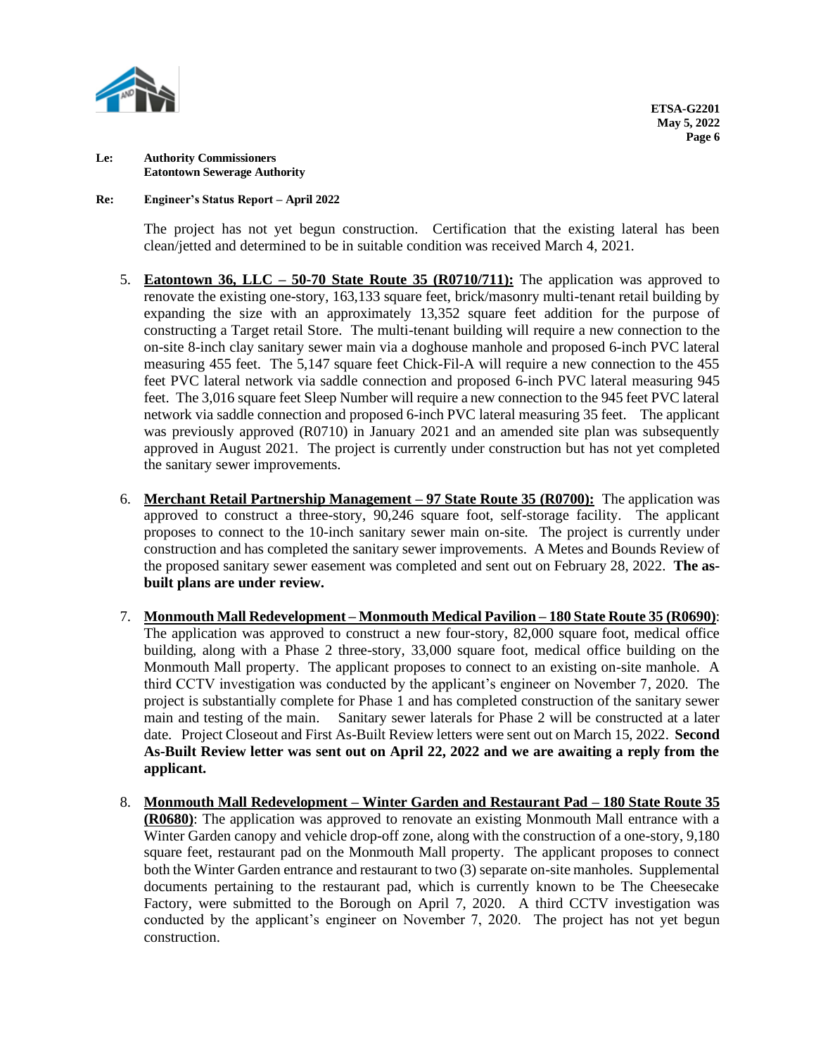The project has not yet begun construction. Certification that the existing lateral has been clean/jetted and determined to be in suitable condition was received March 4, 2021.

5. **Eatontown 36, LLC – 50-70 State Route 35 (R0710/711):** The application was approved to renovate the existing one-story, 163,133 square feet, brick/masonry multi-tenant retail building by expanding the size with an approximately 13,352 square feet addition for the purpose of constructing a Target retail Store. The multi-tenant building will require a new connection to the on-site 8-inch clay sanitary sewer main via a doghouse manhole and proposed 6-inch PVC lateral measuring 455 feet. The 5,147 square feet Chick-Fil-A will require a new connection to the 455 feet PVC lateral network via saddle connection and proposed 6-inch PVC lateral measuring 945 feet. The 3,016 square feet Sleep Number will require a new connection to the 945 feet PVC lateral network via saddle connection and proposed 6-inch PVC lateral measuring 35 feet. The applicant was previously approved (R0710) in January 2021 and an amended site plan was subsequently approved in August 2021. The project is currently under construction but has not yet completed the sanitary sewer improvements.

6. **Merchant Retail Partnership Management – 97 State Route 35 (R0700):** The application was approved to construct a three-story, 90,246 square foot, self-storage facility. The applicant proposes to connect to the 10-inch sanitary sewer main on-site. The project is currently under construction and has completed the sanitary sewer improvements. A Metes and Bounds Review of the proposed sanitary sewer easement was completed and sent out on February 28, 2022. **The as-built plans are under review.**

7. **Monmouth Mall Redevelopment – Monmouth Medical Pavilion – 180 State Route 35 (R0690)**: The application was approved to construct a new four-story, 82,000 square foot, medical office building, along with a Phase 2 three-story, 33,000 square foot, medical office building on the Monmouth Mall property. The applicant proposes to connect to an existing on-site manhole. A third CCTV investigation was conducted by the applicant's engineer on November 7, 2020. The project is substantially complete for Phase 1 and has completed construction of the sanitary sewer main and testing of the main. Sanitary sewer laterals for Phase 2 will be constructed at a later date. Project Closeout and First As-Built Review letters were sent out on March 15, 2022. **Second As-Built Review letter was sent out on April 22, 2022 and we are awaiting a reply from the applicant.**

8. **Monmouth Mall Redevelopment – Winter Garden and Restaurant Pad – 180 State Route 35 (R0680)**: The application was approved to renovate an existing Monmouth Mall entrance with a Winter Garden canopy and vehicle drop-off zone, along with the construction of a one-story, 9,180 square feet, restaurant pad on the Monmouth Mall property. The applicant proposes to connect both the Winter Garden entrance and restaurant to two (3) separate on-site manholes. Supplemental documents pertaining to the restaurant pad, which is currently known to be The Cheesecake Factory, were submitted to the Borough on April 7, 2020. A third CCTV investigation was conducted by the applicant's engineer on November 7, 2020. The project has not yet begun construction.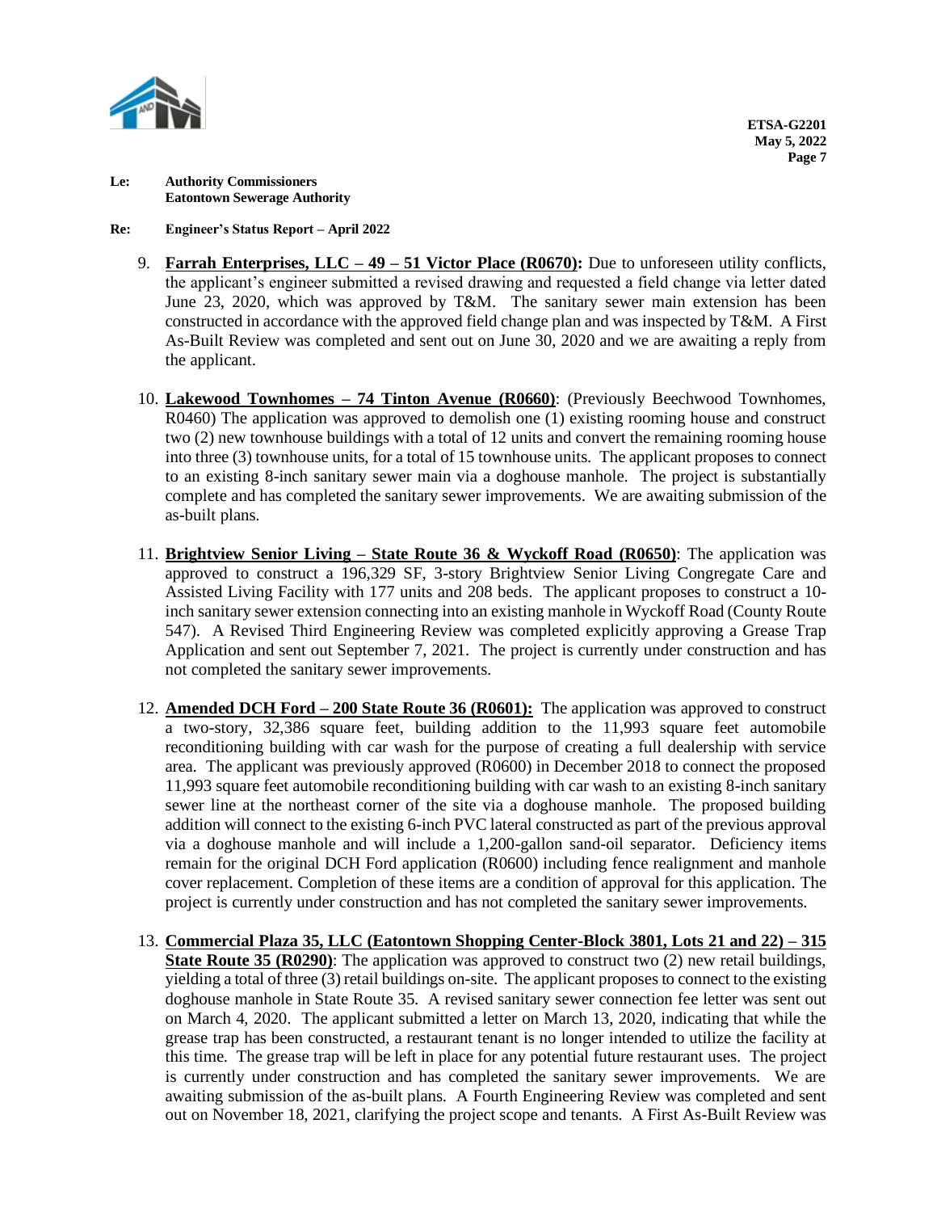**Le: Authority Commissioners**
**Eatontown Sewerage Authority**

**Re: Engineer's Status Report – April 2022**

9. **Farrah Enterprises, LLC – 49 – 51 Victor Place (R0670):** Due to unforeseen utility conflicts, the applicant's engineer submitted a revised drawing and requested a field change via letter dated June 23, 2020, which was approved by T&M. The sanitary sewer main extension has been constructed in accordance with the approved field change plan and was inspected by T&M. A First As-Built Review was completed and sent out on June 30, 2020 and we are awaiting a reply from the applicant.

10. **Lakewood Townhomes – 74 Tinton Avenue (R0660)**: (Previously Beechwood Townhomes, R0460) The application was approved to demolish one (1) existing rooming house and construct two (2) new townhouse buildings with a total of 12 units and convert the remaining rooming house into three (3) townhouse units, for a total of 15 townhouse units. The applicant proposes to connect to an existing 8-inch sanitary sewer main via a doghouse manhole. The project is substantially complete and has completed the sanitary sewer improvements. We are awaiting submission of the as-built plans.

11. **Brightview Senior Living – State Route 36 & Wyckoff Road (R0650)**: The application was approved to construct a 196,329 SF, 3-story Brightview Senior Living Congregate Care and Assisted Living Facility with 177 units and 208 beds. The applicant proposes to construct a 10-inch sanitary sewer extension connecting into an existing manhole in Wyckoff Road (County Route 547). A Revised Third Engineering Review was completed explicitly approving a Grease Trap Application and sent out September 7, 2021. The project is currently under construction and has not completed the sanitary sewer improvements.

12. **Amended DCH Ford – 200 State Route 36 (R0601):** The application was approved to construct a two-story, 32,386 square feet, building addition to the 11,993 square feet automobile reconditioning building with car wash for the purpose of creating a full dealership with service area. The applicant was previously approved (R0600) in December 2018 to connect the proposed 11,993 square feet automobile reconditioning building with car wash to an existing 8-inch sanitary sewer line at the northeast corner of the site via a doghouse manhole. The proposed building addition will connect to the existing 6-inch PVC lateral constructed as part of the previous approval via a doghouse manhole and will include a 1,200-gallon sand-oil separator. Deficiency items remain for the original DCH Ford application (R0600) including fence realignment and manhole cover replacement. Completion of these items are a condition of approval for this application. The project is currently under construction and has not completed the sanitary sewer improvements.

13. **Commercial Plaza 35, LLC (Eatontown Shopping Center-Block 3801, Lots 21 and 22) – 315 State Route 35 (R0290)**: The application was approved to construct two (2) new retail buildings, yielding a total of three (3) retail buildings on-site. The applicant proposes to connect to the existing doghouse manhole in State Route 35. A revised sanitary sewer connection fee letter was sent out on March 4, 2020. The applicant submitted a letter on March 13, 2020, indicating that while the grease trap has been constructed, a restaurant tenant is no longer intended to utilize the facility at this time. The grease trap will be left in place for any potential future restaurant uses. The project is currently under construction and has completed the sanitary sewer improvements. We are awaiting submission of the as-built plans. A Fourth Engineering Review was completed and sent out on November 18, 2021, clarifying the project scope and tenants. A First As-Built Review was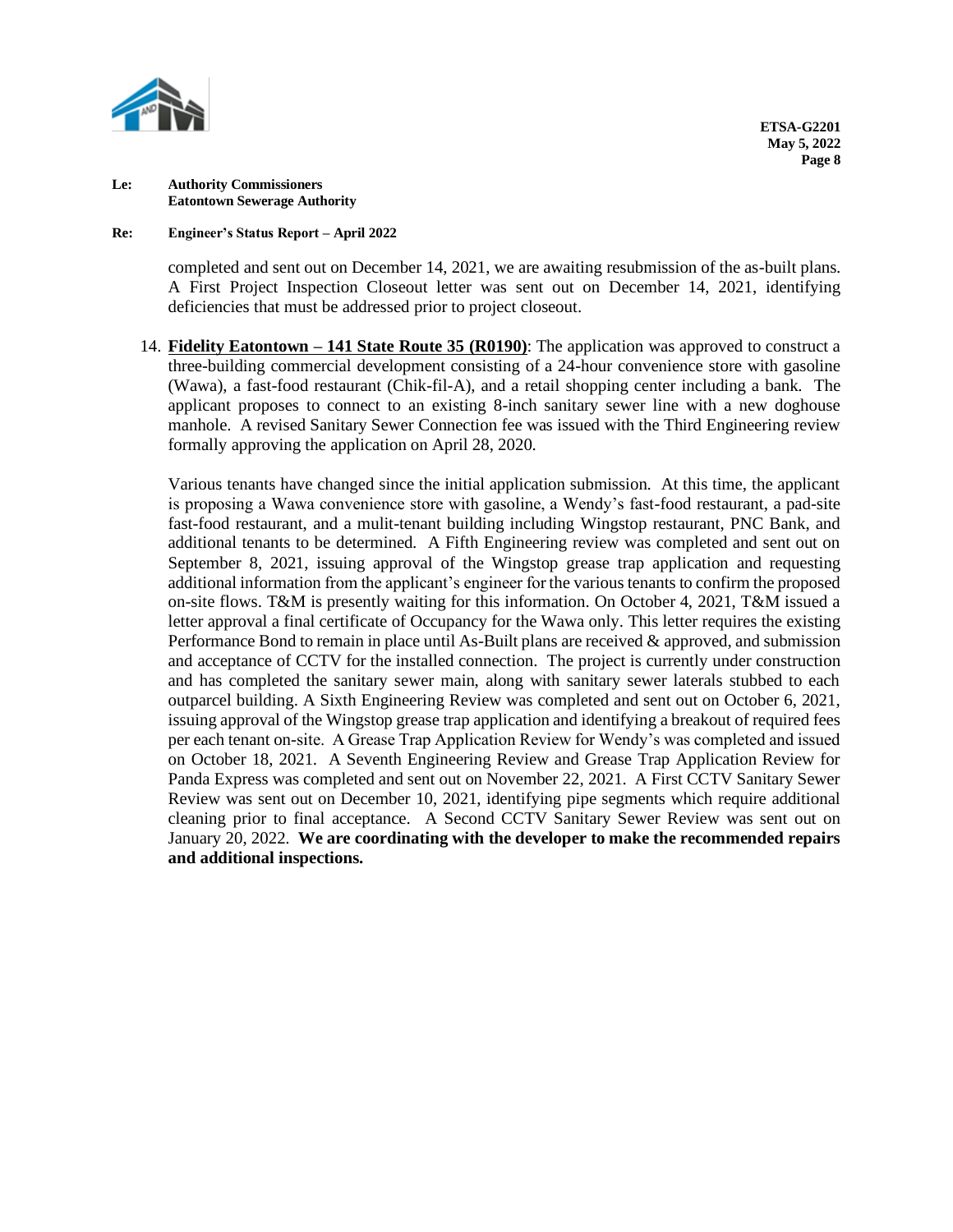completed and sent out on December 14, 2021, we are awaiting resubmission of the as-built plans. A First Project Inspection Closeout letter was sent out on December 14, 2021, identifying deficiencies that must be addressed prior to project closeout.

14. **Fidelity Eatontown – 141 State Route 35 (R0190)**: The application was approved to construct a three-building commercial development consisting of a 24-hour convenience store with gasoline (Wawa), a fast-food restaurant (Chik-fil-A), and a retail shopping center including a bank. The applicant proposes to connect to an existing 8-inch sanitary sewer line with a new doghouse manhole. A revised Sanitary Sewer Connection fee was issued with the Third Engineering review formally approving the application on April 28, 2020.

    Various tenants have changed since the initial application submission. At this time, the applicant is proposing a Wawa convenience store with gasoline, a Wendy's fast-food restaurant, a pad-site fast-food restaurant, and a mulit-tenant building including Wingstop restaurant, PNC Bank, and additional tenants to be determined. A Fifth Engineering review was completed and sent out on September 8, 2021, issuing approval of the Wingstop grease trap application and requesting additional information from the applicant's engineer for the various tenants to confirm the proposed on-site flows. T&M is presently waiting for this information. On October 4, 2021, T&M issued a letter approval a final certificate of Occupancy for the Wawa only. This letter requires the existing Performance Bond to remain in place until As-Built plans are received & approved, and submission and acceptance of CCTV for the installed connection. The project is currently under construction and has completed the sanitary sewer main, along with sanitary sewer laterals stubbed to each outparcel building. A Sixth Engineering Review was completed and sent out on October 6, 2021, issuing approval of the Wingstop grease trap application and identifying a breakout of required fees per each tenant on-site. A Grease Trap Application Review for Wendy's was completed and issued on October 18, 2021. A Seventh Engineering Review and Grease Trap Application Review for Panda Express was completed and sent out on November 22, 2021. A First CCTV Sanitary Sewer Review was sent out on December 10, 2021, identifying pipe segments which require additional cleaning prior to final acceptance. A Second CCTV Sanitary Sewer Review was sent out on January 20, 2022. **We are coordinating with the developer to make the recommended repairs and additional inspections.**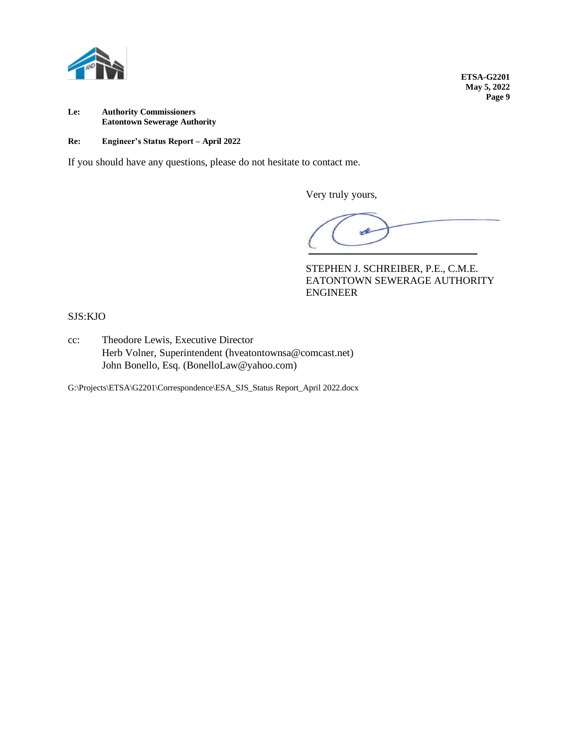**Le: Authority Commissioners**
**Eatontown Sewerage Authority**

**Re: Engineer's Status Report – April 2022**

If you should have any questions, please do not hesitate to contact me.

Very truly yours,

STEPHEN J. SCHREIBER, P.E., C.M.E.
EATONTOWN SEWERAGE AUTHORITY
ENGINEER

SJS:KJO

cc: Theodore Lewis, Executive Director
Herb Volner, Superintendent (hveatontownsa@comcast.net)
John Bonello, Esq. (BonelloLaw@yahoo.com)

G:\Projects\ETSA\G2201\Correspondence\ESA_SJS_Status Report_April 2022.docx